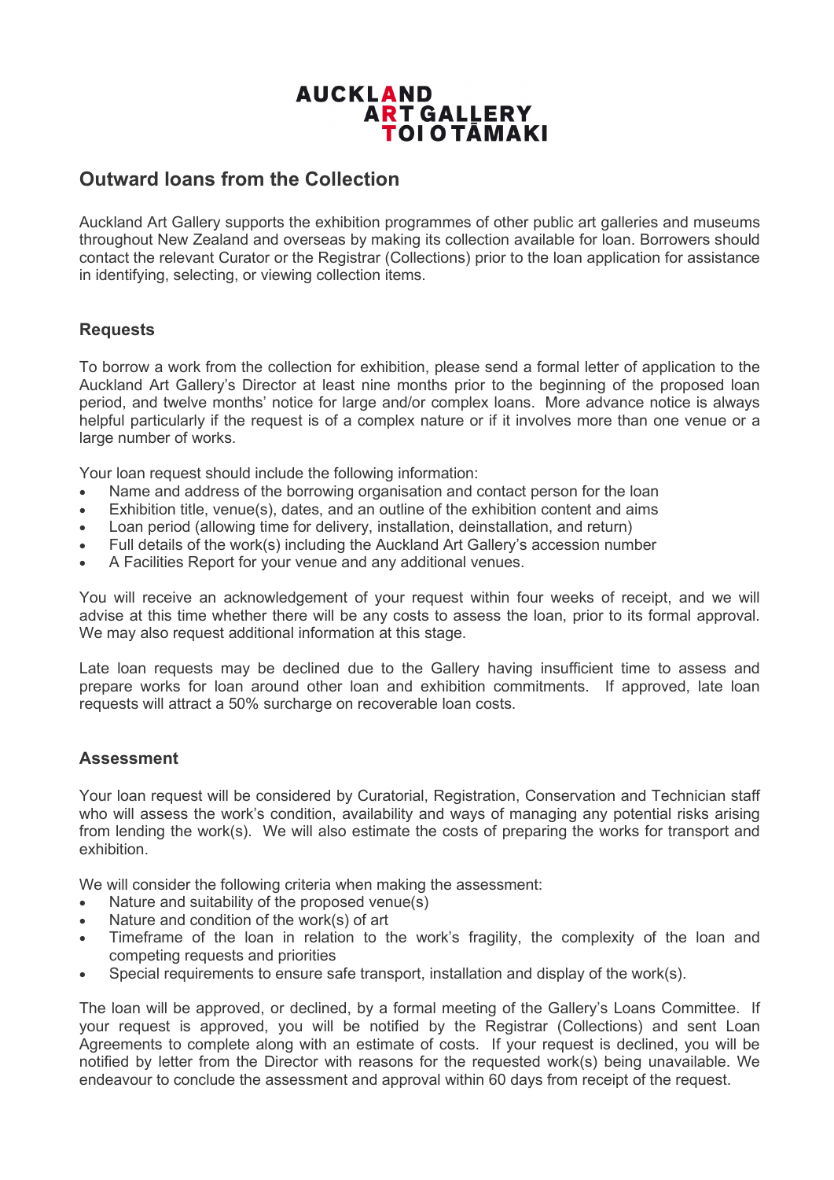AUCKLAND ART GALLERY TOI O TĀMAKI

## Outward loans from the Collection

Auckland Art Gallery supports the exhibition programmes of other public art galleries and museums throughout New Zealand and overseas by making its collection available for loan. Borrowers should contact the relevant Curator or the Registrar (Collections) prior to the loan application for assistance in identifying, selecting, or viewing collection items.

### Requests

To borrow a work from the collection for exhibition, please send a formal letter of application to the Auckland Art Gallery's Director at least nine months prior to the beginning of the proposed loan period, and twelve months' notice for large and/or complex loans. More advance notice is always helpful particularly if the request is of a complex nature or if it involves more than one venue or a large number of works.

Your loan request should include the following information:

- Name and address of the borrowing organisation and contact person for the loan
- Exhibition title, venue(s), dates, and an outline of the exhibition content and aims
- Loan period (allowing time for delivery, installation, deinstallation, and return)
- Full details of the work(s) including the Auckland Art Gallery's accession number
- A Facilities Report for your venue and any additional venues.

You will receive an acknowledgement of your request within four weeks of receipt, and we will advise at this time whether there will be any costs to assess the loan, prior to its formal approval. We may also request additional information at this stage.

Late loan requests may be declined due to the Gallery having insufficient time to assess and prepare works for loan around other loan and exhibition commitments. If approved, late loan requests will attract a 50% surcharge on recoverable loan costs.

### Assessment

Your loan request will be considered by Curatorial, Registration, Conservation and Technician staff who will assess the work's condition, availability and ways of managing any potential risks arising from lending the work(s). We will also estimate the costs of preparing the works for transport and exhibition.

We will consider the following criteria when making the assessment:

- Nature and suitability of the proposed venue(s)
- Nature and condition of the work(s) of art
- Timeframe of the loan in relation to the work's fragility, the complexity of the loan and competing requests and priorities
- Special requirements to ensure safe transport, installation and display of the work(s).

The loan will be approved, or declined, by a formal meeting of the Gallery's Loans Committee. If your request is approved, you will be notified by the Registrar (Collections) and sent Loan Agreements to complete along with an estimate of costs. If your request is declined, you will be notified by letter from the Director with reasons for the requested work(s) being unavailable. We endeavour to conclude the assessment and approval within 60 days from receipt of the request.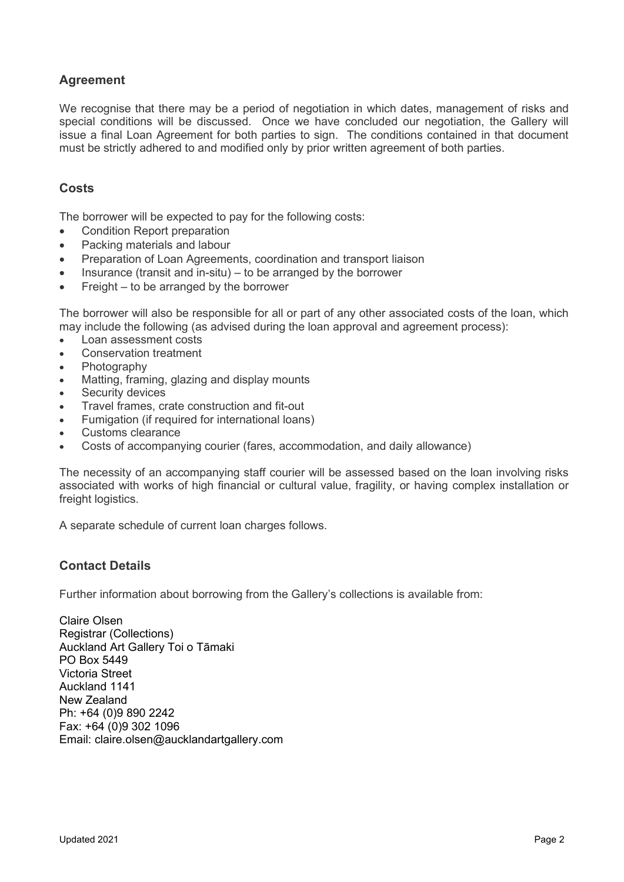## Agreement

We recognise that there may be a period of negotiation in which dates, management of risks and special conditions will be discussed. Once we have concluded our negotiation, the Gallery will issue a final Loan Agreement for both parties to sign. The conditions contained in that document must be strictly adhered to and modified only by prior written agreement of both parties.

## Costs

The borrower will be expected to pay for the following costs:

- Condition Report preparation
- Packing materials and labour
- Preparation of Loan Agreements, coordination and transport liaison
- Insurance (transit and in-situ) – to be arranged by the borrower
- Freight – to be arranged by the borrower

The borrower will also be responsible for all or part of any other associated costs of the loan, which may include the following (as advised during the loan approval and agreement process):

- Loan assessment costs
- Conservation treatment
- Photography
- Matting, framing, glazing and display mounts
- Security devices
- Travel frames, crate construction and fit-out
- Fumigation (if required for international loans)
- Customs clearance
- Costs of accompanying courier (fares, accommodation, and daily allowance)

The necessity of an accompanying staff courier will be assessed based on the loan involving risks associated with works of high financial or cultural value, fragility, or having complex installation or freight logistics.

A separate schedule of current loan charges follows.

## Contact Details

Further information about borrowing from the Gallery's collections is available from:

Claire Olsen
Registrar (Collections)
Auckland Art Gallery Toi o Tāmaki
PO Box 5449
Victoria Street
Auckland 1141
New Zealand
Ph: +64 (0)9 890 2242
Fax: +64 (0)9 302 1096
Email: claire.olsen@aucklandartgallery.com

Updated 2021